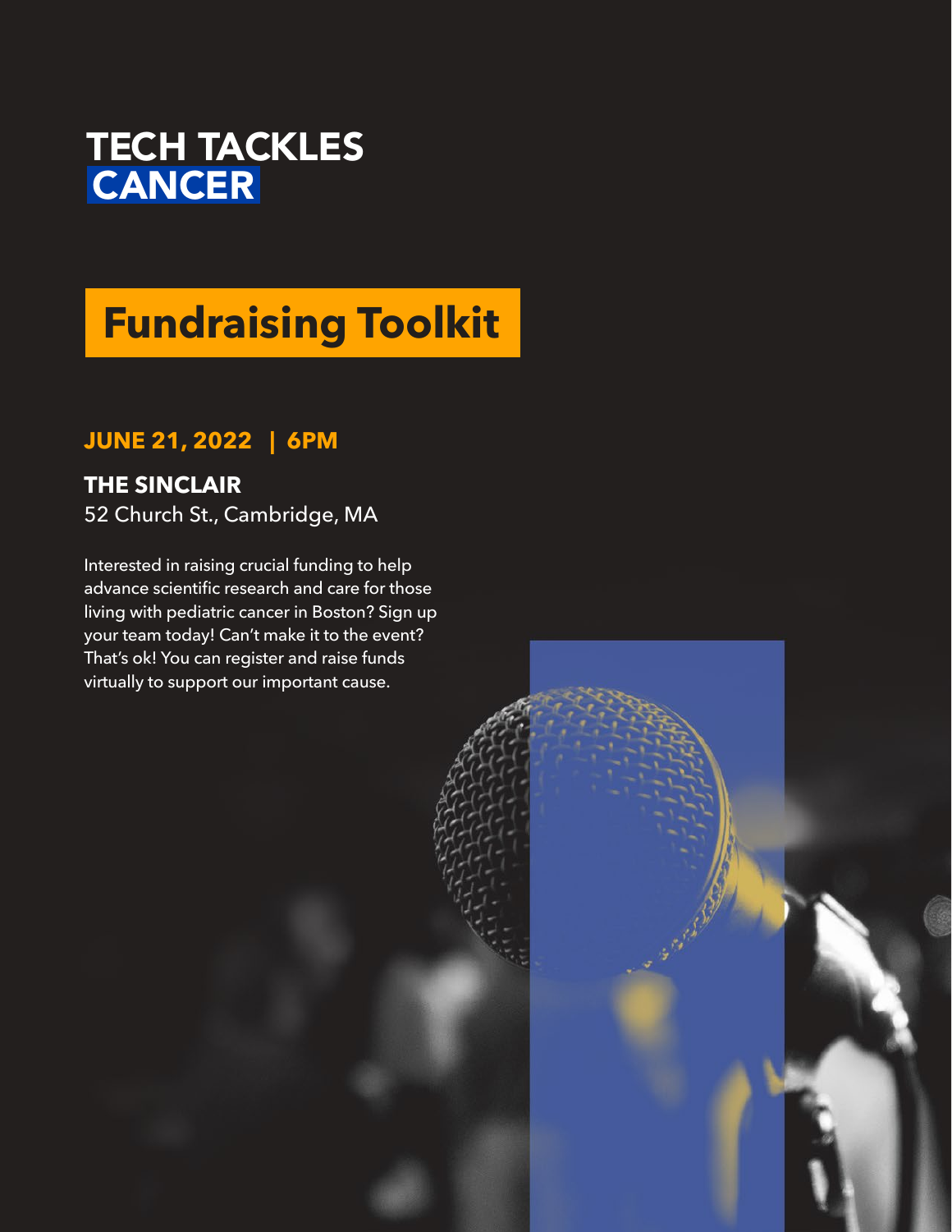# TECH TACKLES CANCER

## Fundraising Toolkit

**JUNE 21, 2022 | 6PM**

**THE SINCLAIR**
52 Church St., Cambridge, MA

Interested in raising crucial funding to help advance scientific research and care for those living with pediatric cancer in Boston? Sign up your team today! Can't make it to the event? That's ok! You can register and raise funds virtually to support our important cause.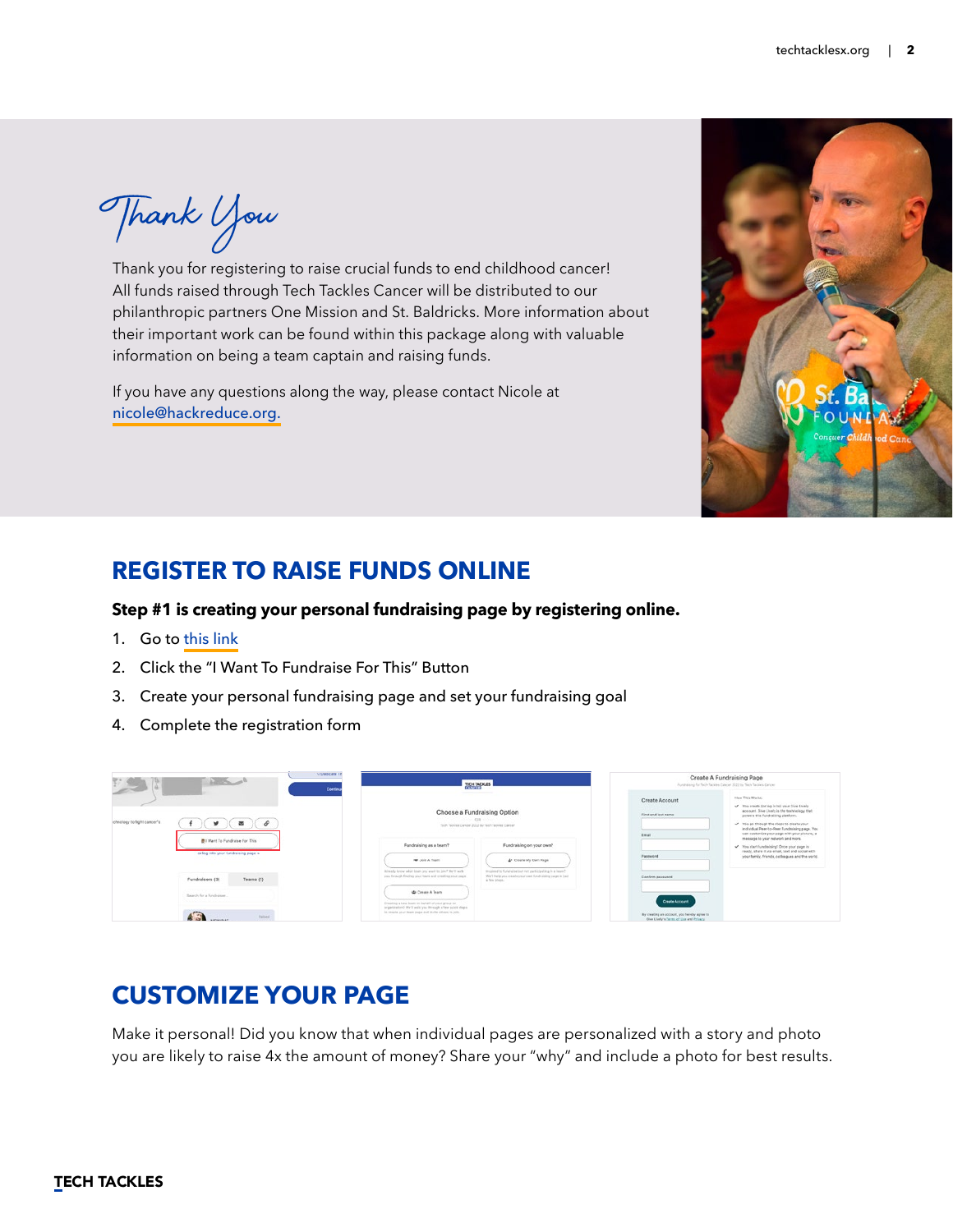# Thank You

Thank you for registering to raise crucial funds to end childhood cancer! All funds raised through Tech Tackles Cancer will be distributed to our philanthropic partners One Mission and St. Baldricks. More information about their important work can be found within this package along with valuable information on being a team captain and raising funds.

If you have any questions along the way, please contact Nicole at nicole@hackreduce.org.

## REGISTER TO RAISE FUNDS ONLINE

**Step #1 is creating your personal fundraising page by registering online.**

1. Go to this link
2. Click the "I Want To Fundraise For This" Button
3. Create your personal fundraising page and set your fundraising goal
4. Complete the registration form

## CUSTOMIZE YOUR PAGE

Make it personal! Did you know that when individual pages are personalized with a story and photo you are likely to raise 4x the amount of money? Share your "why" and include a photo for best results.

TECH TACKLES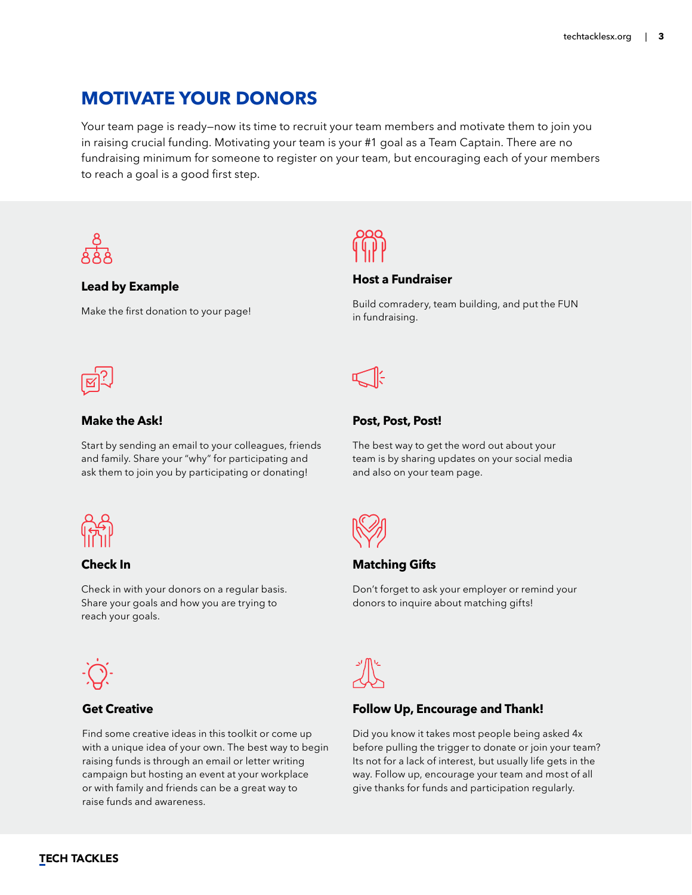# MOTIVATE YOUR DONORS

Your team page is ready—now its time to recruit your team members and motivate them to join you in raising crucial funding. Motivating your team is your #1 goal as a Team Captain. There are no fundraising minimum for someone to register on your team, but encouraging each of your members to reach a goal is a good first step.

### Lead by Example

Make the first donation to your page!

### Host a Fundraiser

Build comradery, team building, and put the FUN in fundraising.

### Make the Ask!

Start by sending an email to your colleagues, friends and family. Share your "why" for participating and ask them to join you by participating or donating!

### Post, Post, Post!

The best way to get the word out about your team is by sharing updates on your social media and also on your team page.

### Check In

Check in with your donors on a regular basis. Share your goals and how you are trying to reach your goals.

### Matching Gifts

Don't forget to ask your employer or remind your donors to inquire about matching gifts!

### Get Creative

Find some creative ideas in this toolkit or come up with a unique idea of your own. The best way to begin raising funds is through an email or letter writing campaign but hosting an event at your workplace or with family and friends can be a great way to raise funds and awareness.

### Follow Up, Encourage and Thank!

Did you know it takes most people being asked 4x before pulling the trigger to donate or join your team? Its not for a lack of interest, but usually life gets in the way. Follow up, encourage your team and most of all give thanks for funds and participation regularly.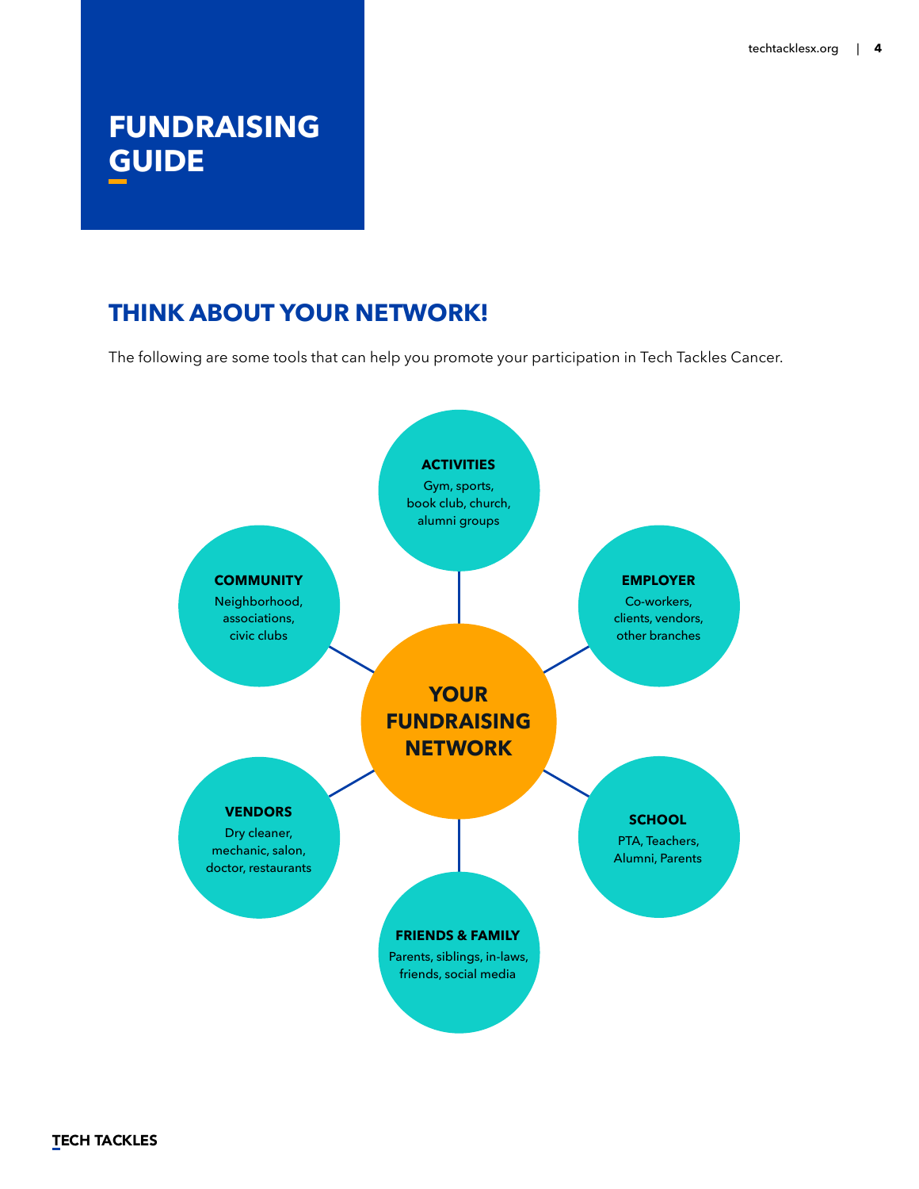# FUNDRAISING GUIDE

## THINK ABOUT YOUR NETWORK!

The following are some tools that can help you promote your participation in Tech Tackles Cancer.

YOUR FUNDRAISING NETWORK

**ACTIVITIES**
Gym, sports, book club, church, alumni groups

**EMPLOYER**
Co-workers, clients, vendors, other branches

**SCHOOL**
PTA, Teachers, Alumni, Parents

**FRIENDS & FAMILY**
Parents, siblings, in-laws, friends, social media

**VENDORS**
Dry cleaner, mechanic, salon, doctor, restaurants

**COMMUNITY**
Neighborhood, associations, civic clubs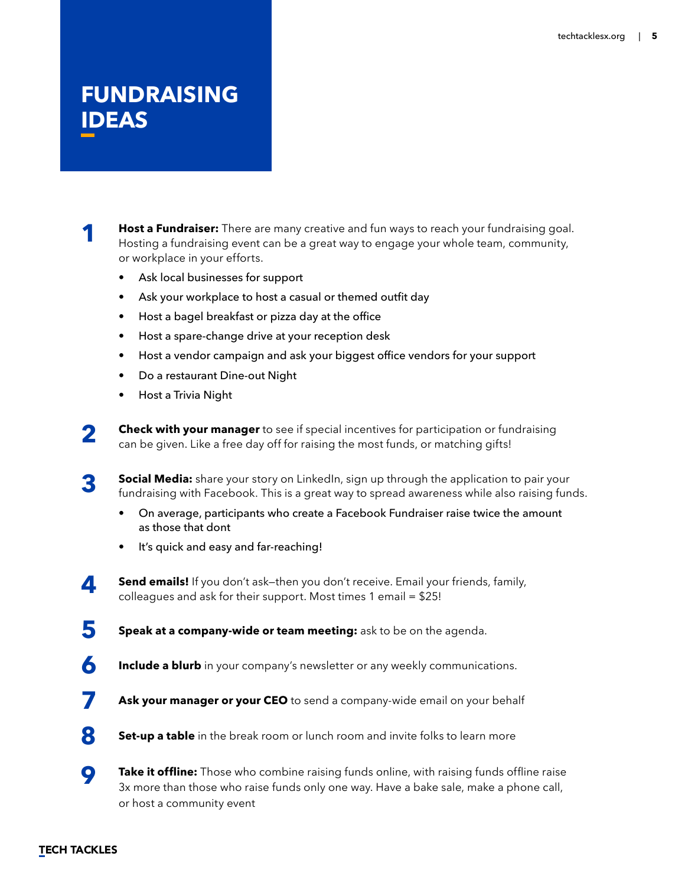# FUNDRAISING IDEAS

1. **Host a Fundraiser:** There are many creative and fun ways to reach your fundraising goal. Hosting a fundraising event can be a great way to engage your whole team, community, or workplace in your efforts.
   - Ask local businesses for support
   - Ask your workplace to host a casual or themed outfit day
   - Host a bagel breakfast or pizza day at the office
   - Host a spare-change drive at your reception desk
   - Host a vendor campaign and ask your biggest office vendors for your support
   - Do a restaurant Dine-out Night
   - Host a Trivia Night

2. **Check with your manager** to see if special incentives for participation or fundraising can be given. Like a free day off for raising the most funds, or matching gifts!

3. **Social Media:** share your story on LinkedIn, sign up through the application to pair your fundraising with Facebook. This is a great way to spread awareness while also raising funds.
   - On average, participants who create a Facebook Fundraiser raise twice the amount as those that dont
   - It's quick and easy and far-reaching!

4. **Send emails!** If you don't ask—then you don't receive. Email your friends, family, colleagues and ask for their support. Most times 1 email = $25!

5. **Speak at a company-wide or team meeting:** ask to be on the agenda.

6. **Include a blurb** in your company's newsletter or any weekly communications.

7. **Ask your manager or your CEO** to send a company-wide email on your behalf

8. **Set-up a table** in the break room or lunch room and invite folks to learn more

9. **Take it offline:** Those who combine raising funds online, with raising funds offline raise 3x more than those who raise funds only one way. Have a bake sale, make a phone call, or host a community event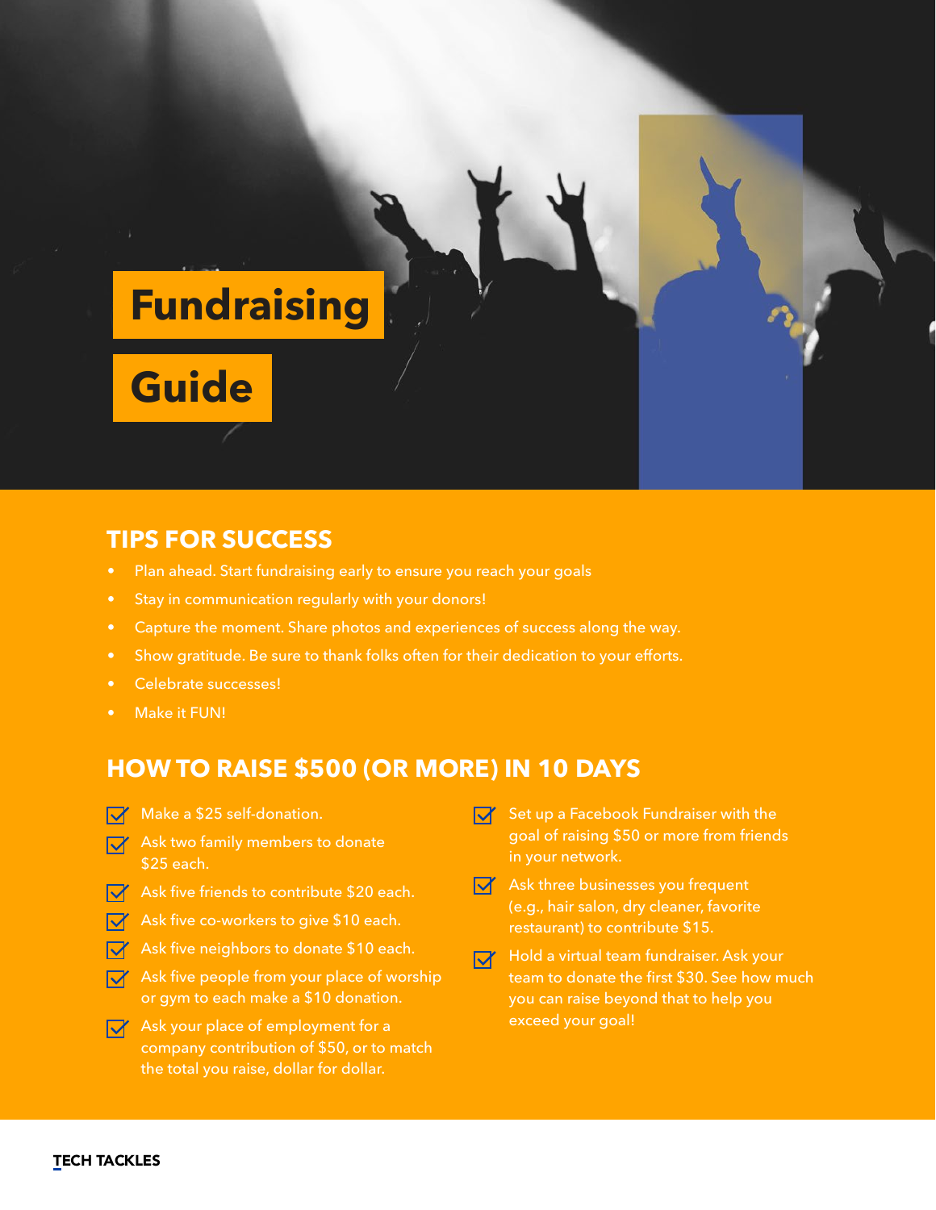# Fundraising Guide

## TIPS FOR SUCCESS

- Plan ahead. Start fundraising early to ensure you reach your goals
- Stay in communication regularly with your donors!
- Capture the moment. Share photos and experiences of success along the way.
- Show gratitude. Be sure to thank folks often for their dedication to your efforts.
- Celebrate successes!
- Make it FUN!

## HOW TO RAISE $500 (OR MORE) IN 10 DAYS

- [x] Make a $25 self-donation.
- [x] Ask two family members to donate $25 each.
- [x] Ask five friends to contribute $20 each.
- [x] Ask five co-workers to give $10 each.
- [x] Ask five neighbors to donate $10 each.
- [x] Ask five people from your place of worship or gym to each make a $10 donation.
- [x] Ask your place of employment for a company contribution of $50, or to match the total you raise, dollar for dollar.
- [x] Set up a Facebook Fundraiser with the goal of raising $50 or more from friends in your network.
- [x] Ask three businesses you frequent (e.g., hair salon, dry cleaner, favorite restaurant) to contribute $15.
- [x] Hold a virtual team fundraiser. Ask your team to donate the first $30. See how much you can raise beyond that to help you exceed your goal!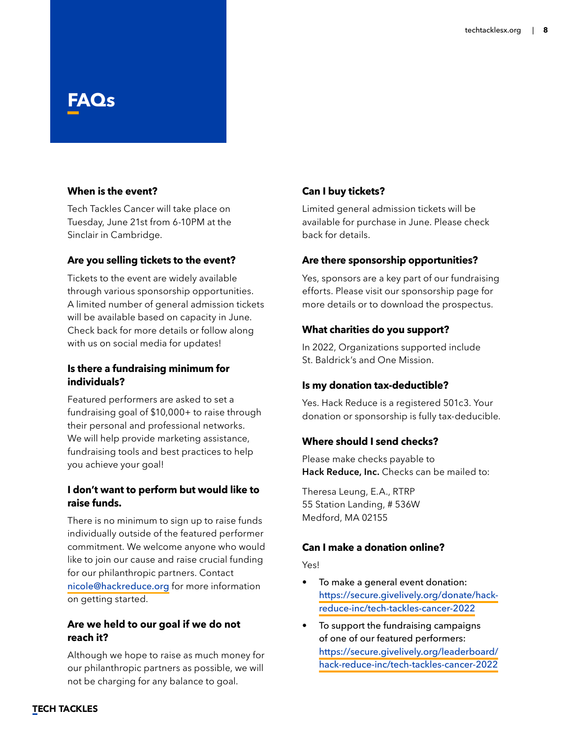# FAQs

### When is the event?

Tech Tackles Cancer will take place on Tuesday, June 21st from 6-10PM at the Sinclair in Cambridge.

### Are you selling tickets to the event?

Tickets to the event are widely available through various sponsorship opportunities. A limited number of general admission tickets will be available based on capacity in June. Check back for more details or follow along with us on social media for updates!

### Is there a fundraising minimum for individuals?

Featured performers are asked to set a fundraising goal of $10,000+ to raise through their personal and professional networks. We will help provide marketing assistance, fundraising tools and best practices to help you achieve your goal!

### I don't want to perform but would like to raise funds.

There is no minimum to sign up to raise funds individually outside of the featured performer commitment. We welcome anyone who would like to join our cause and raise crucial funding for our philanthropic partners. Contact nicole@hackreduce.org for more information on getting started.

### Are we held to our goal if we do not reach it?

Although we hope to raise as much money for our philanthropic partners as possible, we will not be charging for any balance to goal.

### Can I buy tickets?

Limited general admission tickets will be available for purchase in June. Please check back for details.

### Are there sponsorship opportunities?

Yes, sponsors are a key part of our fundraising efforts. Please visit our sponsorship page for more details or to download the prospectus.

### What charities do you support?

In 2022, Organizations supported include St. Baldrick's and One Mission.

### Is my donation tax-deductible?

Yes. Hack Reduce is a registered 501c3. Your donation or sponsorship is fully tax-deducible.

### Where should I send checks?

Please make checks payable to **Hack Reduce, Inc.** Checks can be mailed to:

Theresa Leung, E.A., RTRP
55 Station Landing, # 536W
Medford, MA 02155

### Can I make a donation online?

Yes!

- To make a general event donation: https://secure.givelively.org/donate/hack-reduce-inc/tech-tackles-cancer-2022
- To support the fundraising campaigns of one of our featured performers: https://secure.givelively.org/leaderboard/hack-reduce-inc/tech-tackles-cancer-2022